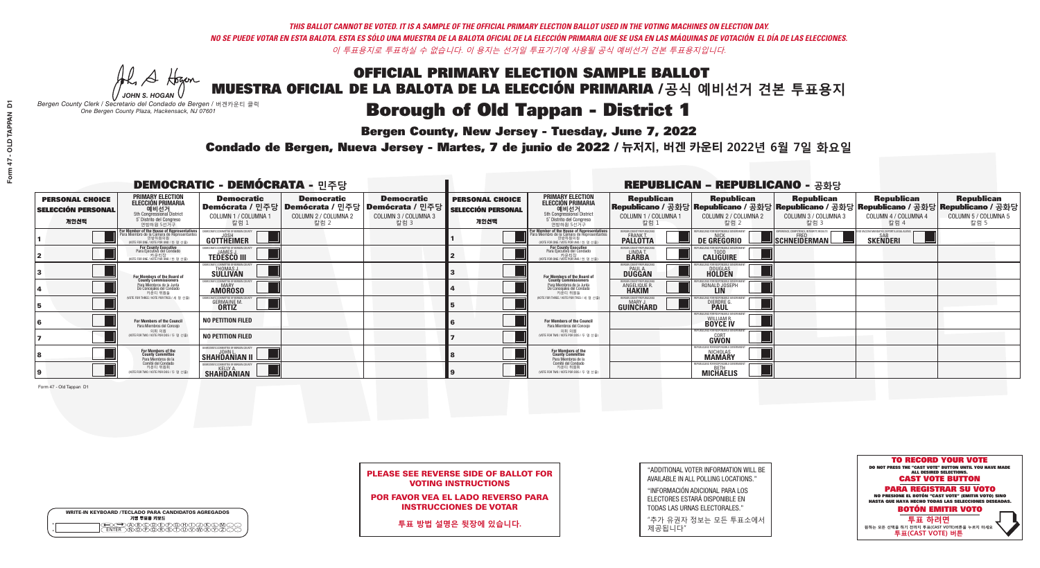*THIS BALLOT CANNOT BE VOTED. IT IS A SAMPLE OF THE OFFICIAL PRIMARY ELECTION BALLOT USED IN THE VOTING MACHINES ON ELECTION DAY.*
*NO SE PUEDE VOTAR EN ESTA BALOTA. ESTA ES SÓLO UNA MUESTRA DE LA BALOTA OFICIAL DE LA ELECCIÓN PRIMARIA QUE SE USA EN LAS MÁQUINAS DE VOTACIÓN EL DÍA DE LAS ELECCIONES.*
*이 투표용지로 투표하실 수 없습니다. 이 용지는 선거일 투표기기에 사용될 공식 예비선거 견본 투표용지입니다.*

JOHN S. HOGAN
*Bergen County Clerk / Secretario del Condado de Bergen / 버겐카운티 클럭*
*One Bergen County Plaza, Hackensack, NJ 07601*

# OFFICIAL PRIMARY ELECTION SAMPLE BALLOT
# MUESTRA OFICIAL DE LA BALOTA DE LA ELECCIÓN PRIMARIA / 공식 예비선거 견본 투표용지

## Borough of Old Tappan - District 1

**Bergen County, New Jersey - Tuesday, June 7, 2022**

**Condado de Bergen, Nueva Jersey - Martes, 7 de junio de 2022 / 뉴저지, 버겐 카운티 2022년 6월 7일 화요일**

### DEMOCRATIC - DEMÓCRATA - 민주당

| PERSONAL CHOICE / SELECCIÓN PERSONAL / 개인선택 | PRIMARY ELECTION / ELECCIÓN PRIMARIA / 예비선거 (5th Congressional District / 5° Distrito del Congreso / 연방하원 5선거구) | Democratic / Demócrata / 민주당 COLUMN 1 / COLUMNA 1 / 칼럼 1 | Democratic / Demócrata / 민주당 COLUMN 2 / COLUMNA 2 / 칼럼 2 | Democratic / Demócrata / 민주당 COLUMN 3 / COLUMNA 3 / 칼럼 3 |
|---|---|---|---|---|
| 1 | For Member of the House of Representatives / Para Miembro de la Cámara de Representantes / 연방하원의원 (VOTE FOR ONE / VOTE POR UNO / 한 명 선출) | JOSH GOTTHEIMER | | |
| 2 | For County Executive / Para Ejecutivo del Condado / 카운티장 (VOTE FOR ONE / VOTE POR UNO / 한 명 선출) | JAMES J. TEDESCO III | | |
| 3 | For Members of the Board of County Commissioners / Para Miembros de la Junta De Concejales del Condado / 카운티 위원들 (VOTE FOR THREE / VOTE POR TRES / 세 명 선출) | THOMAS J. SULLIVAN | | |
| 4 | | MARY AMOROSO | | |
| 5 | | GERMAINE M. ORTIZ | | |
| 6 | For Members of the Council / Para Miembros del Concejo / 의회 의원 (VOTE FOR TWO / VOTE POR DOS / 두 명 선출) | NO PETITION FILED | | |
| 7 | | NO PETITION FILED | | |
| 8 | For Members of the County Committee / Para Miembros de la Comité del Condado / 카운티 위원회 (VOTE FOR TWO / VOTE POR DOS / 두 명 선출) | JOHN L. SHAHDANIAN II | | |
| 9 | | KELLY A. SHAHDANIAN | | |

### REPUBLICAN - REPUBLICANO - 공화당

| PERSONAL CHOICE / SELECCIÓN PERSONAL / 개인선택 | PRIMARY ELECTION / ELECCIÓN PRIMARIA / 예비선거 (5th Congressional District / 5° Distrito del Congreso / 연방하원 5선거구) | Republican / Republicano / 공화당 COLUMN 1 / COLUMNA 1 / 칼럼 1 | Republican / Republicano / 공화당 COLUMN 2 / COLUMNA 2 / 칼럼 2 | Republican / Republicano / 공화당 COLUMN 3 / COLUMNA 3 / 칼럼 3 | Republican / Republicano / 공화당 COLUMN 4 / COLUMNA 4 / 칼럼 4 | Republican / Republicano / 공화당 COLUMN 5 / COLUMNA 5 / 칼럼 5 |
|---|---|---|---|---|---|---|
| 1 | For Member of the House of Representatives / Para Miembro de la Cámara de Representantes / 연방하원의원 (VOTE FOR ONE / VOTE POR UNO / 한 명 선출) | FRANK T. PALLOTTA | NICK DE GREGORIO | FRED SCHNEIDERMAN | SAB SKENDERI | |
| 2 | For County Executive / Para Ejecutivo del Condado / 카운티장 (VOTE FOR ONE / VOTE POR UNO / 한 명 선출) | LINDA T. BARBA | TODD CALIGUIRE | | | |
| 3 | For Members of the Board of County Commissioners / Para Miembros de la Junta De Concejales del Condado / 카운티 위원들 (VOTE FOR THREE / VOTE POR TRES / 세 명 선출) | PAUL A. DUGGAN | DOUGLAS HOLDEN | | | |
| 4 | | ANGELIQUE R. HAKIM | RONALD JOSEPH LIN | | | |
| 5 | | MARY J. GUINCHARD | DIERDRE G. PAUL | | | |
| 6 | For Members of the Council / Para Miembros del Concejo / 의회 의원 (VOTE FOR TWO / VOTE POR DOS / 두 명 선출) | | WILLIAM R. BOYCE IV | | | |
| 7 | | | CORY GWON | | | |
| 8 | For Members of the County Committee / Para Miembros de la Comité del Condado / 카운티 위원회 (VOTE FOR TWO / VOTE POR DOS / 두 명 선출) | | NICHOLAS MAARY | | | |
| 9 | | | BETH MICHAELIS | | | |

Form 47 - Old Tappan D1

**PLEASE SEE REVERSE SIDE OF BALLOT FOR VOTING INSTRUCTIONS**

**POR FAVOR VEA EL LADO REVERSO PARA INSTRUCCIONES DE VOTAR**

**투표 방법 설명은 뒷장에 있습니다.**

"ADDITIONAL VOTER INFORMATION WILL BE AVAILABLE IN ALL POLLING LOCATIONS."

"INFORMACIÓN ADICIONAL PARA LOS ELECTORES ESTARÁ DISPONIBLE EN TODAS LAS URNAS ELECTORALES."

"추가 유권자 정보는 모든 투표소에서 제공됩니다"

WRITE-IN KEYBOARD /TECLADO PARA CANDIDATOS AGREGADOS
기명 투표용 키보드

**TO RECORD YOUR VOTE**
DO NOT PRESS THE "CAST VOTE" BUTTON UNTIL YOU HAVE MADE ALL DESIRED SELECTIONS.
**CAST VOTE BUTTON**

**PARA REGISTRAR SU VOTO**
NO PRESIONE EL BOTÓN "CAST VOTE" (EMITIR VOTO) SINO HASTA QUE HAYA HECHO TODAS LAS SELECCIONES DESEADAS.
**BOTÓN EMITIR VOTO**

**투표 하려면**
원하는 모든 선택을 하기 전까지 투표(CAST VOTE)버튼을 누르지 마세요.
**투표(CAST VOTE) 버튼**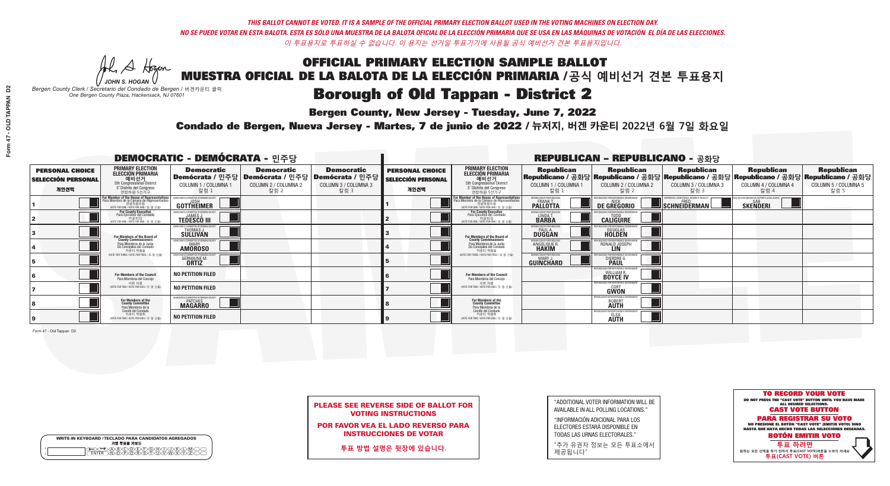*THIS BALLOT CANNOT BE VOTED. IT IS A SAMPLE OF THE OFFICIAL PRIMARY ELECTION BALLOT USED IN THE VOTING MACHINES ON ELECTION DAY.*
*NO SE PUEDE VOTAR EN ESTA BALOTA. ESTA ES SÓLO UNA MUESTRA DE LA BALOTA OFICIAL DE LA ELECCIÓN PRIMARIA QUE SE USA EN LAS MÁQUINAS DE VOTACIÓN EL DÍA DE LAS ELECCIONES.*
*이 투표용지로 투표하실 수 없습니다. 이 용지는 선거일 투표기기에 사용될 공식 예비선거 견본 투표용지입니다.*

JOHN S. HOGAN
*Bergen County Clerk / Secretario del Condado de Bergen / 버겐카운티 클럭*
*One Bergen County Plaza, Hackensack, NJ 07601*

# OFFICIAL PRIMARY ELECTION SAMPLE BALLOT
# MUESTRA OFICIAL DE LA BALOTA DE LA ELECCIÓN PRIMARIA /공식 예비선거 견본 투표용지

## Borough of Old Tappan - District 2

**Bergen County, New Jersey - Tuesday, June 7, 2022**

**Condado de Bergen, Nueva Jersey - Martes, 7 de junio de 2022 / 뉴저지, 버겐 카운티 2022년 6월 7일 화요일**

### DEMOCRATIC - DEMÓCRATA - 민주당

| PERSONAL CHOICE / SELECCIÓN PERSONAL / 개인선택 | PRIMARY ELECTION / ELECCIÓN PRIMARIA / 예비선거 (5th Congressional District / 5° Distrito del Congreso / 연방하원 5선거구) | Democratic / Demócrata / 민주당 COLUMN 1 / COLUMNA 1 / 칼럼 1 | Democratic / Demócrata / 민주당 COLUMN 2 / COLUMNA 2 / 칼럼 2 | Democratic / Demócrata / 민주당 COLUMN 3 / COLUMNA 3 / 칼럼 3 |
|---|---|---|---|---|
| 1 | For Member of the House of Representatives / Para Miembro de la Cámara de Representantes / 연방하원의원 (VOTE FOR ONE / VOTE POR UNO / 한 명 선출) | JOSH GOTTHEIMER | | |
| 2 | For County Executive / Para Ejecutivo del Condado / 카운티장 (VOTE FOR ONE / VOTE POR UNO / 한 명 선출) | JAMES J. TEDESCO III | | |
| 3 | For Members of the Board of County Commissioners / Para Miembros de la Junta De Concejales del Condado / 카운티 위원들 (VOTE FOR THREE / VOTE POR TRES / 세 명 선출) | THOMAS J. SULLIVAN | | |
| 4 | | MARY AMOROSO | | |
| 5 | | GERMAINE M. ORTIZ | | |
| 6 | For Members of the Council / Para Miembros del Concejo / 의회 의원 (VOTE FOR TWO / VOTE POR DOS / 두 명 선출) | NO PETITION FILED | | |
| 7 | | NO PETITION FILED | | |
| 8 | For Members of the County Committee / Para Miembros de la Comité del Condado / 카운티 위원회 (VOTE FOR TWO / VOTE POR DOS / 두 명 선출) | PATCHES MAGARRO | | |
| 9 | | NO PETITION FILED | | |

### REPUBLICAN - REPUBLICANO - 공화당

| PERSONAL CHOICE / SELECCIÓN PERSONAL / 개인선택 | PRIMARY ELECTION / ELECCIÓN PRIMARIA / 예비선거 (5th Congressional District / 5° Distrito del Congreso / 연방하원 5선거구) | Republican / Republicano / 공화당 COLUMN 1 / COLUMNA 1 / 칼럼 1 | Republican / Republicano / 공화당 COLUMN 2 / COLUMNA 2 / 칼럼 2 | Republican / Republicano / 공화당 COLUMN 3 / COLUMNA 3 / 칼럼 3 | Republican / Republicano / 공화당 COLUMN 4 / COLUMNA 4 / 칼럼 4 | Republican / Republicano / 공화당 COLUMN 5 / COLUMNA 5 / 칼럼 5 |
|---|---|---|---|---|---|---|
| 1 | For Member of the House of Representatives / Para Miembro de la Cámara de Representantes / 연방하원의원 (VOTE FOR ONE / VOTE POR UNO / 한 명 선출) | FRANK T. PALLOTTA | NICK DE GREGORIO | FRED SCHNEIDERMAN | SAB SKENDERI | |
| 2 | For County Executive / Para Ejecutivo del Condado / 카운티장 (VOTE FOR ONE / VOTE POR UNO / 한 명 선출) | LINDA T. BARBA | TODD CALIGUIRE | | | |
| 3 | For Members of the Board of County Commissioners / Para Miembros de la Junta De Concejales del Condado / 카운티 위원들 (VOTE FOR THREE / VOTE POR TRES / 세 명 선출) | PAUL A. DUGGAN | DOUGLAS HOLDEN | | | |
| 4 | | ANGELIQUE R. HAKIM | RONALD JOSEPH LIN | | | |
| 5 | | MARY J. GUINCHARD | DIERDRE G. PAUL | | | |
| 6 | For Members of the Council / Para Miembros del Concejo / 의회 의원 (VOTE FOR TWO / VOTE POR DOS / 두 명 선출) | | WILLIAM R. BOYCE IV | | | |
| 7 | | | CORT GWON | | | |
| 8 | For Members of the County Committee / Para Miembros de la Comité del Condado / 카운티 위원회 (VOTE FOR TWO / VOTE POR DOS / 두 명 선출) | | ROBERT AUTH | | | |
| 9 | | | ELSA AUTH | | | |

Form 47 - Old Tappan D2

**PLEASE SEE REVERSE SIDE OF BALLOT FOR VOTING INSTRUCTIONS**

**POR FAVOR VEA EL LADO REVERSO PARA INSTRUCCIONES DE VOTAR**

**투표 방법 설명은 뒷장에 있습니다.**

"ADDITIONAL VOTER INFORMATION WILL BE AVAILABLE IN ALL POLLING LOCATIONS."

"INFORMACIÓN ADICIONAL PARA LOS ELECTORES ESTARÁ DISPONIBLE EN TODAS LAS URNAS ELECTORALES."

"추가 유권자 정보는 모든 투표소에서 제공됩니다"

WRITE-IN KEYBOARD /TECLADO PARA CANDIDATOS AGREGADOS
기명 투표용 키보드

**TO RECORD YOUR VOTE**
DO NOT PRESS THE "CAST VOTE" BUTTON UNTIL YOU HAVE MADE ALL DESIRED SELECTIONS.
**CAST VOTE BUTTON**

**PARA REGISTRAR SU VOTO**
NO PRESIONE EL BOTÓN "CAST VOTE" (EMITIR VOTO) SINO HASTA QUE HAYA HECHO TODAS LAS SELECCIONES DESEADAS.
**BOTÓN EMITIR VOTO**

**투표 하려면**
원하는 모든 선택을 하기 전까지 투표(CAST VOTE)버튼을 누르지 마세요.
**투표(CAST VOTE) 버튼**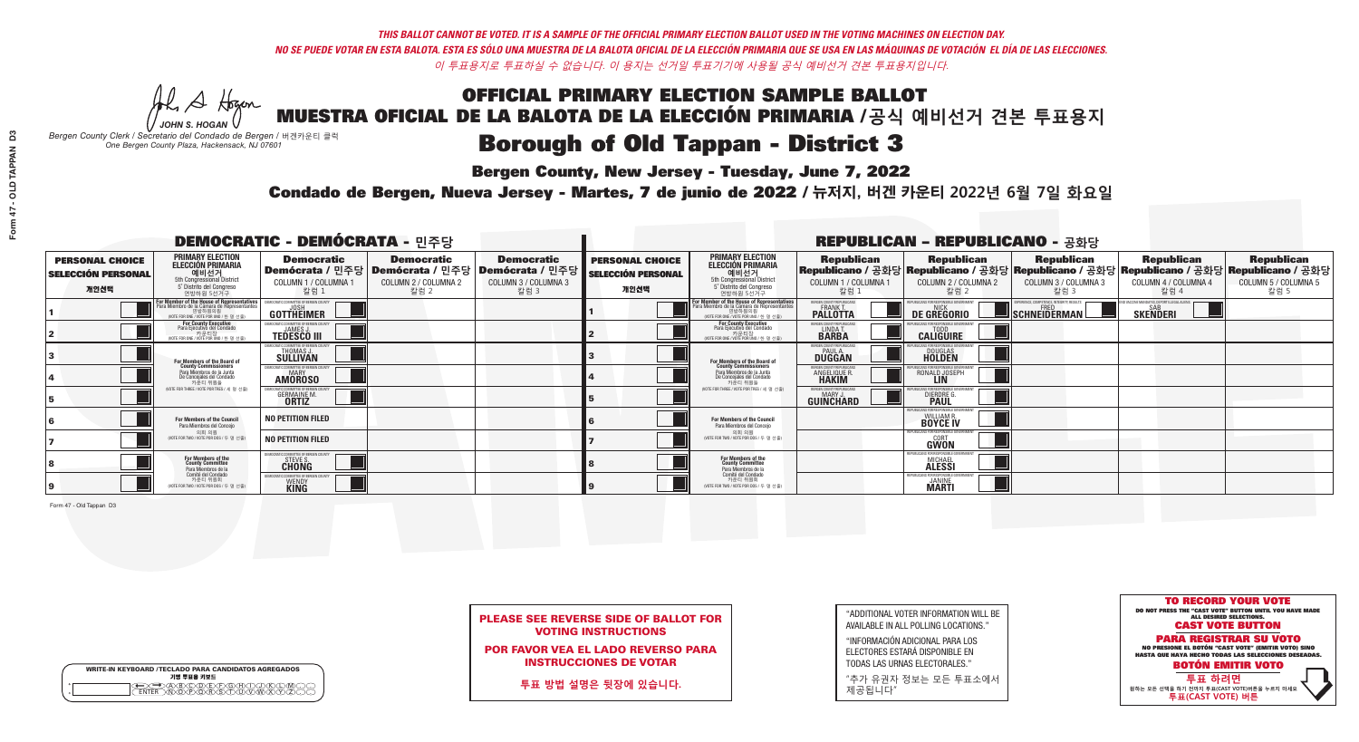*THIS BALLOT CANNOT BE VOTED. IT IS A SAMPLE OF THE OFFICIAL PRIMARY ELECTION BALLOT USED IN THE VOTING MACHINES ON ELECTION DAY.*
*NO SE PUEDE VOTAR EN ESTA BALOTA. ESTA ES SÓLO UNA MUESTRA DE LA BALOTA OFICIAL DE LA ELECCIÓN PRIMARIA QUE SE USA EN LAS MÁQUINAS DE VOTACIÓN EL DÍA DE LAS ELECCIONES.*
*이 투표용지로 투표하실 수 없습니다. 이 용지는 선거일 투표기기에 사용될 공식 예비선거 견본 투표용지입니다.*

JOHN S. HOGAN
*Bergen County Clerk / Secretario del Condado de Bergen / 버겐카운티 클럭*
*One Bergen County Plaza, Hackensack, NJ 07601*

# OFFICIAL PRIMARY ELECTION SAMPLE BALLOT
# MUESTRA OFICIAL DE LA BALOTA DE LA ELECCIÓN PRIMARIA / 공식 예비선거 견본 투표용지
# Borough of Old Tappan - District 3

**Bergen County, New Jersey - Tuesday, June 7, 2022**

**Condado de Bergen, Nueva Jersey - Martes, 7 de junio de 2022 / 뉴저지, 버겐 카운티 2022년 6월 7일 화요일**

## DEMOCRATIC - DEMÓCRATA - 민주당

| PERSONAL CHOICE / SELECCIÓN PERSONAL / 개인선택 | PRIMARY ELECTION / ELECCIÓN PRIMARIA / 예비선거 (5th Congressional District / 5° Distrito del Congreso / 연방하원 5선거구) | Democratic / Demócrata / 민주당 COLUMN 1 / COLUMNA 1 / 칼럼 1 | Democratic / Demócrata / 민주당 COLUMN 2 / COLUMNA 2 / 칼럼 2 | Democratic / Demócrata / 민주당 COLUMN 3 / COLUMNA 3 / 칼럼 3 |
|---|---|---|---|---|
| 1 | For Member of the House of Representatives / Para Miembro de la Cámara de Representantes / 연방하원의원 (VOTE FOR ONE / VOTE POR UNO / 한 명 선출) | JOSH GOTTHEIMER | | |
| 2 | For County Executive / Para Ejecutivo del Condado / 카운티장 (VOTE FOR ONE / VOTE POR UNO / 한 명 선출) | JAMES J. TEDESCO III | | |
| 3 | For Members of the Board of County Commissioners / Para Miembros de la Junta De Concejales del Condado / 카운티 위원들 (VOTE FOR THREE / VOTE POR TRES / 세 명 선출) | THOMAS J. SULLIVAN | | |
| 4 | | MARY AMOROSO | | |
| 5 | | GERMAINE M. ORTIZ | | |
| 6 | For Members of the Council / Para Miembros del Concejo / 의회 의원 (VOTE FOR TWO / VOTE POR DOS / 두 명 선출) | NO PETITION FILED | | |
| 7 | | NO PETITION FILED | | |
| 8 | For Members of the County Committee / Para Miembros de la Comité del Condado / 카운티 위원회 (VOTE FOR TWO / VOTE POR DOS / 두 명 선출) | STEVE S. CHONG | | |
| 9 | | WENDY KING | | |

## REPUBLICAN - REPUBLICANO - 공화당

| PERSONAL CHOICE / SELECCIÓN PERSONAL / 개인선택 | PRIMARY ELECTION / ELECCIÓN PRIMARIA / 예비선거 (5th Congressional District / 5° Distrito del Congreso / 연방하원 5선거구) | Republican / Republicano / 공화당 COLUMN 1 / COLUMNA 1 / 칼럼 1 | Republican / Republicano / 공화당 COLUMN 2 / COLUMNA 2 / 칼럼 2 | Republican / Republicano / 공화당 COLUMN 3 / COLUMNA 3 / 칼럼 3 | Republican / Republicano / 공화당 COLUMN 4 / COLUMNA 4 / 칼럼 4 | Republican / Republicano / 공화당 COLUMN 5 / COLUMNA 5 / 칼럼 5 |
|---|---|---|---|---|---|---|
| 1 | For Member of the House of Representatives / Para Miembro de la Cámara de Representantes / 연방하원의원 (VOTE FOR ONE / VOTE POR UNO / 한 명 선출) | FRANK T. PALLOTTA | NICK DE GREGORIO | FRED SCHNEIDERMAN | SAB SKENDERI | |
| 2 | For County Executive / Para Ejecutivo del Condado / 카운티장 (VOTE FOR ONE / VOTE POR UNO / 한 명 선출) | LINDA T. BARBA | TODD CALIGUIRE | | | |
| 3 | For Members of the Board of County Commissioners / Para Miembros de la Junta De Concejales del Condado / 카운티 위원들 (VOTE FOR THREE / VOTE POR TRES / 세 명 선출) | PAUL A. DUGGAN | DOUGLAS HOLDEN | | | |
| 4 | | ANGELIQUE R. HAKIM | RONALD JOSEPH LIN | | | |
| 5 | | MARY J. GUINCHARD | DIERDRE G. PAUL | | | |
| 6 | For Members of the Council / Para Miembros del Concejo / 의회 의원 (VOTE FOR TWO / VOTE POR DOS / 두 명 선출) | | WILLIAM R. BOYCE IV | | | |
| 7 | | | CORT GWON | | | |
| 8 | For Members of the County Committee / Para Miembros de la Comité del Condado / 카운티 위원회 (VOTE FOR TWO / VOTE POR DOS / 두 명 선출) | | MICHAEL ALESSI | | | |
| 9 | | | JANINE MARTI | | | |

Form 47 - Old Tappan D3

**PLEASE SEE REVERSE SIDE OF BALLOT FOR VOTING INSTRUCTIONS**

**POR FAVOR VEA EL LADO REVERSO PARA INSTRUCCIONES DE VOTAR**

**투표 방법 설명은 뒷장에 있습니다.**

"ADDITIONAL VOTER INFORMATION WILL BE AVAILABLE IN ALL POLLING LOCATIONS."

"INFORMACIÓN ADICIONAL PARA LOS ELECTORES ESTARÁ DISPONIBLE EN TODAS LAS URNAS ELECTORALES."

"추가 유권자 정보는 모든 투표소에서 제공됩니다"

WRITE-IN KEYBOARD /TECLADO PARA CANDIDATOS AGREGADOS
기명 투표용 키보드

**TO RECORD YOUR VOTE**
DO NOT PRESS THE "CAST VOTE" BUTTON UNTIL YOU HAVE MADE ALL DESIRED SELECTIONS.
**CAST VOTE BUTTON**

**PARA REGISTRAR SU VOTO**
NO PRESIONE EL BOTÓN "CAST VOTE" (EMITIR VOTO) SINO HASTA QUE HAYA HECHO TODAS LAS SELECCIONES DESEADAS.
**BOTÓN EMITIR VOTO**

**투표 하려면**
원하는 모든 선택을 하기 전까지 투표(CAST VOTE)버튼을 누르지 마세요
**투표(CAST VOTE) 버튼**